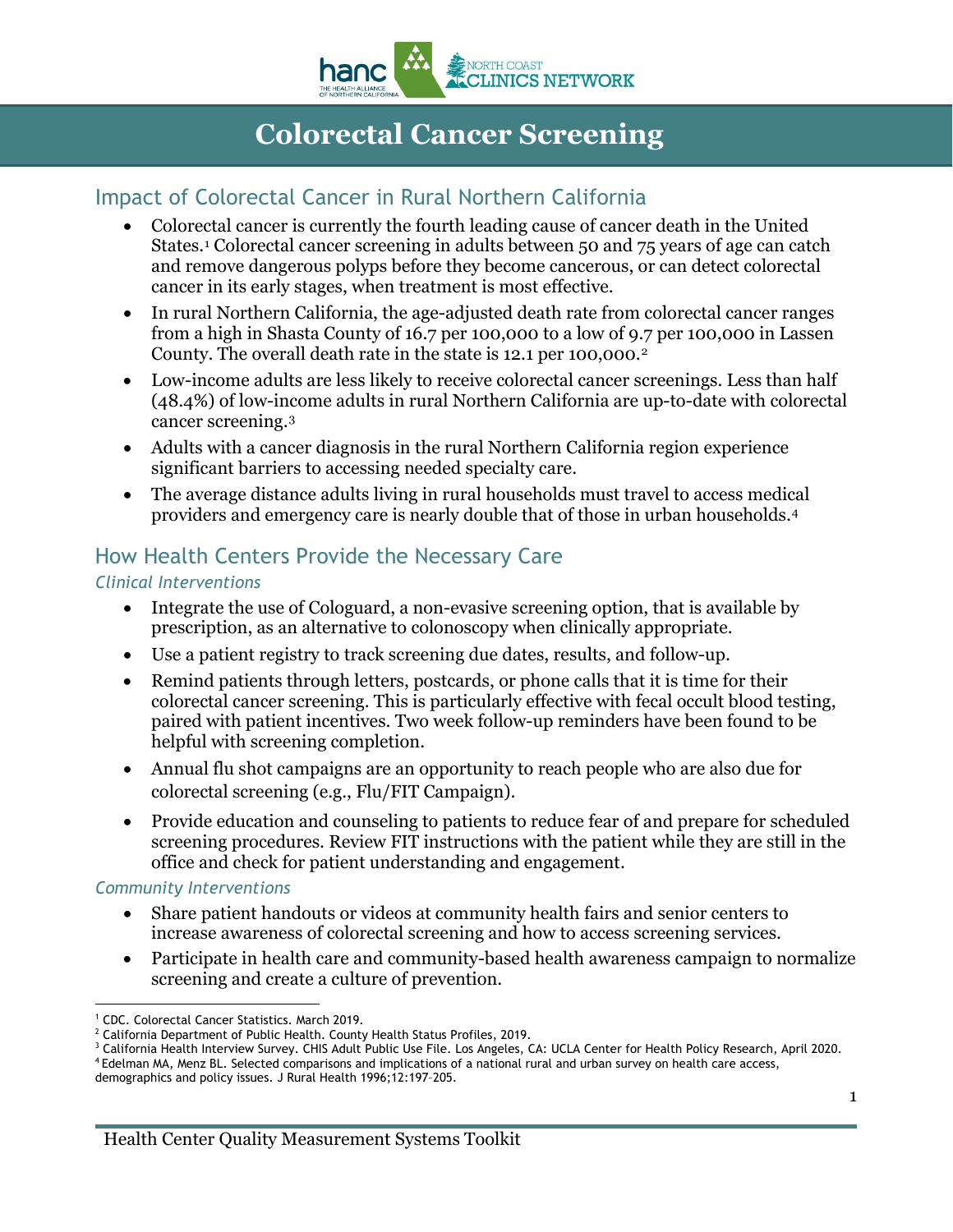# Colorectal Cancer Screening

## Impact of Colorectal Cancer in Rural Northern California

- Colorectal cancer is currently the fourth leading cause of cancer death in the United States.[1] Colorectal cancer screening in adults between 50 and 75 years of age can catch and remove dangerous polyps before they become cancerous, or can detect colorectal cancer in its early stages, when treatment is most effective.
- In rural Northern California, the age-adjusted death rate from colorectal cancer ranges from a high in Shasta County of 16.7 per 100,000 to a low of 9.7 per 100,000 in Lassen County. The overall death rate in the state is 12.1 per 100,000.[2]
- Low-income adults are less likely to receive colorectal cancer screenings. Less than half (48.4%) of low-income adults in rural Northern California are up-to-date with colorectal cancer screening.[3]
- Adults with a cancer diagnosis in the rural Northern California region experience significant barriers to accessing needed specialty care.
- The average distance adults living in rural households must travel to access medical providers and emergency care is nearly double that of those in urban households.[4]

## How Health Centers Provide the Necessary Care

### *Clinical Interventions*

- Integrate the use of Cologuard, a non-evasive screening option, that is available by prescription, as an alternative to colonoscopy when clinically appropriate.
- Use a patient registry to track screening due dates, results, and follow-up.
- Remind patients through letters, postcards, or phone calls that it is time for their colorectal cancer screening. This is particularly effective with fecal occult blood testing, paired with patient incentives. Two week follow-up reminders have been found to be helpful with screening completion.
- Annual flu shot campaigns are an opportunity to reach people who are also due for colorectal screening (e.g., Flu/FIT Campaign).
- Provide education and counseling to patients to reduce fear of and prepare for scheduled screening procedures. Review FIT instructions with the patient while they are still in the office and check for patient understanding and engagement.

### *Community Interventions*

- Share patient handouts or videos at community health fairs and senior centers to increase awareness of colorectal screening and how to access screening services.
- Participate in health care and community-based health awareness campaign to normalize screening and create a culture of prevention.

---

[1] CDC. Colorectal Cancer Statistics. March 2019.
[2] California Department of Public Health. County Health Status Profiles, 2019.
[3] California Health Interview Survey. CHIS Adult Public Use File. Los Angeles, CA: UCLA Center for Health Policy Research, April 2020.
[4] Edelman MA, Menz BL. Selected comparisons and implications of a national rural and urban survey on health care access, demographics and policy issues. J Rural Health 1996;12:197–205.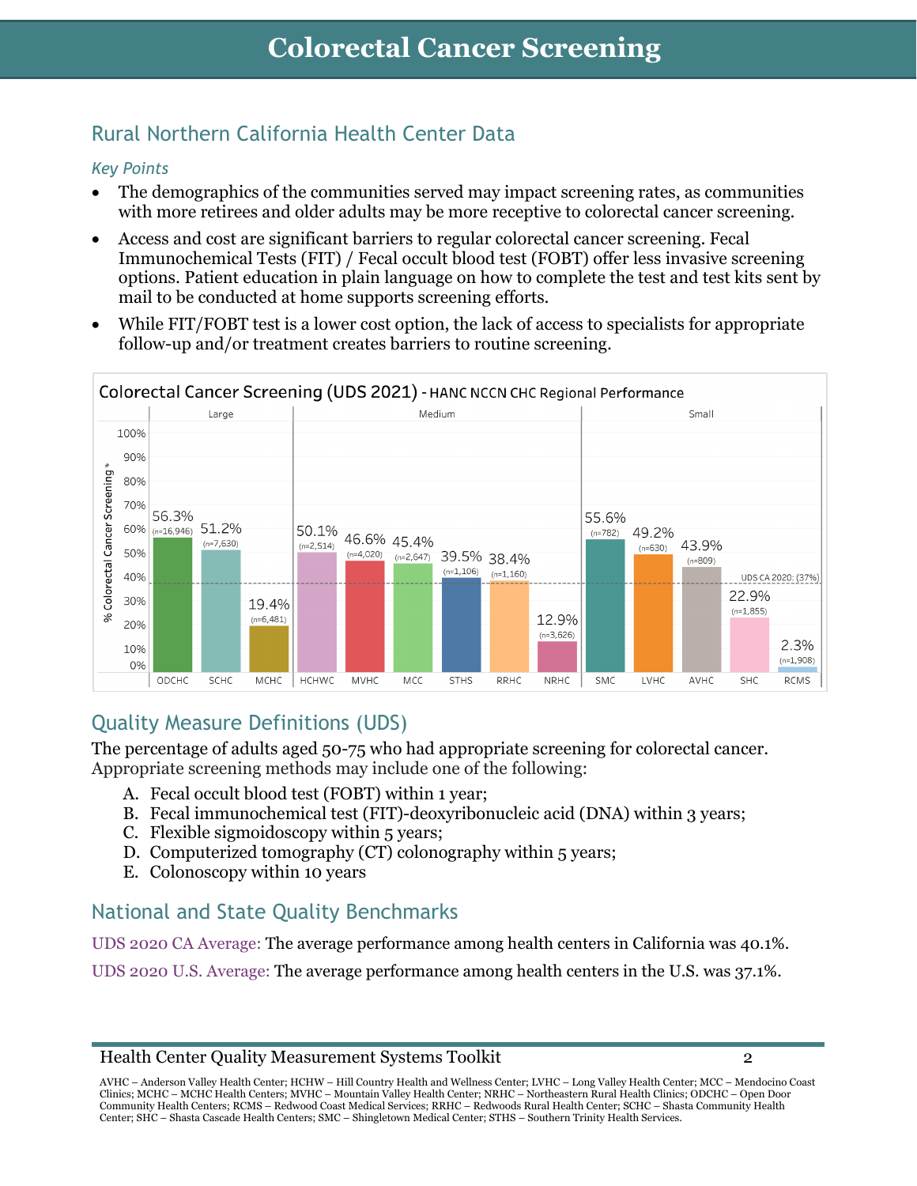# Colorectal Cancer Screening

## Rural Northern California Health Center Data

### *Key Points*

- The demographics of the communities served may impact screening rates, as communities with more retirees and older adults may be more receptive to colorectal cancer screening.
- Access and cost are significant barriers to regular colorectal cancer screening. Fecal Immunochemical Tests (FIT) / Fecal occult blood test (FOBT) offer less invasive screening options. Patient education in plain language on how to complete the test and test kits sent by mail to be conducted at home supports screening efforts.
- While FIT/FOBT test is a lower cost option, the lack of access to specialists for appropriate follow-up and/or treatment creates barriers to routine screening.

Colorectal Cancer Screening (UDS 2021) - HANC NCCN CHC Regional Performance

% Colorectal Cancer Screening*

100%
90%
80%
70%
60%
50%
40%
30%
20%
10%
0%

Large
ODCHC 56.3% (n=16,946)
SCHC 51.2% (n=7,630)
MCHC 19.4% (n=6,481)

Medium
HCHWC 50.1% (n=2,514)
MVHC 46.6% (n=4,020)
MCC 45.4% (n=2,647)
STHS 39.5% (n=1,106)
RRHC 38.4% (n=1,160)
NRHC 12.9% (n=3,626)

Small
SMC 55.6% (n=782)
LVHC 49.2% (n=630)
AVHC 43.9% (n=809)
SHC 22.9% (n=1,855)
RCMS 2.3% (n=1,908)

UDS CA 2020: (37%)

## Quality Measure Definitions (UDS)

The percentage of adults aged 50-75 who had appropriate screening for colorectal cancer. Appropriate screening methods may include one of the following:

A. Fecal occult blood test (FOBT) within 1 year;
B. Fecal immunochemical test (FIT)-deoxyribonucleic acid (DNA) within 3 years;
C. Flexible sigmoidoscopy within 5 years;
D. Computerized tomography (CT) colonography within 5 years;
E. Colonoscopy within 10 years

## National and State Quality Benchmarks

UDS 2020 CA Average: The average performance among health centers in California was 40.1%.

UDS 2020 U.S. Average: The average performance among health centers in the U.S. was 37.1%.

Health Center Quality Measurement Systems Toolkit

AVHC – Anderson Valley Health Center; HCHW – Hill Country Health and Wellness Center; LVHC – Long Valley Health Center; MCC – Mendocino Coast Clinics; MCHC – MCHC Health Centers; MVHC – Mountain Valley Health Center; NRHC – Northeastern Rural Health Clinics; ODCHC – Open Door Community Health Centers; RCMS – Redwood Coast Medical Services; RRHC – Redwoods Rural Health Center; SCHC – Shasta Community Health Center; SHC – Shasta Cascade Health Centers; SMC – Shingletown Medical Center; STHS – Southern Trinity Health Services.